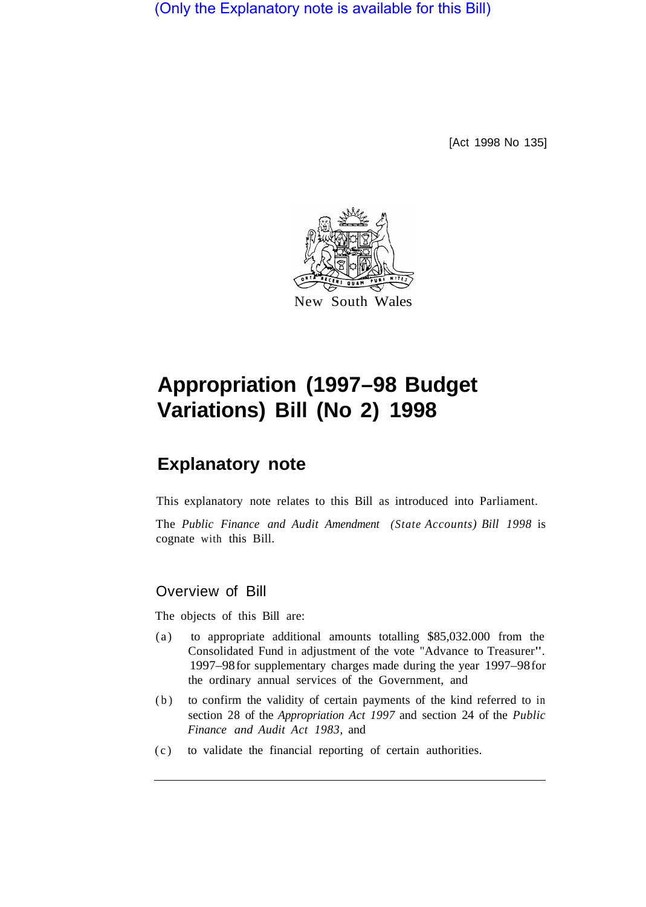(Only the Explanatory note is available for this Bill)

[Act 1998 No 135]

New South Wales

# Appropriation (1997–98 Budget Variations) Bill (No 2) 1998

## Explanatory note

This explanatory note relates to this Bill as introduced into Parliament.

The *Public Finance and Audit Amendment (State Accounts) Bill 1998* is cognate with this Bill.

### Overview of Bill

The objects of this Bill are:

(a) to appropriate additional amounts totalling $85,032.000 from the Consolidated Fund in adjustment of the vote "Advance to Treasurer". 1997–98 for supplementary charges made during the year 1997–98 for the ordinary annual services of the Government, and

(b) to confirm the validity of certain payments of the kind referred to in section 28 of the *Appropriation Act 1997* and section 24 of the *Public Finance and Audit Act 1983*, and

(c) to validate the financial reporting of certain authorities.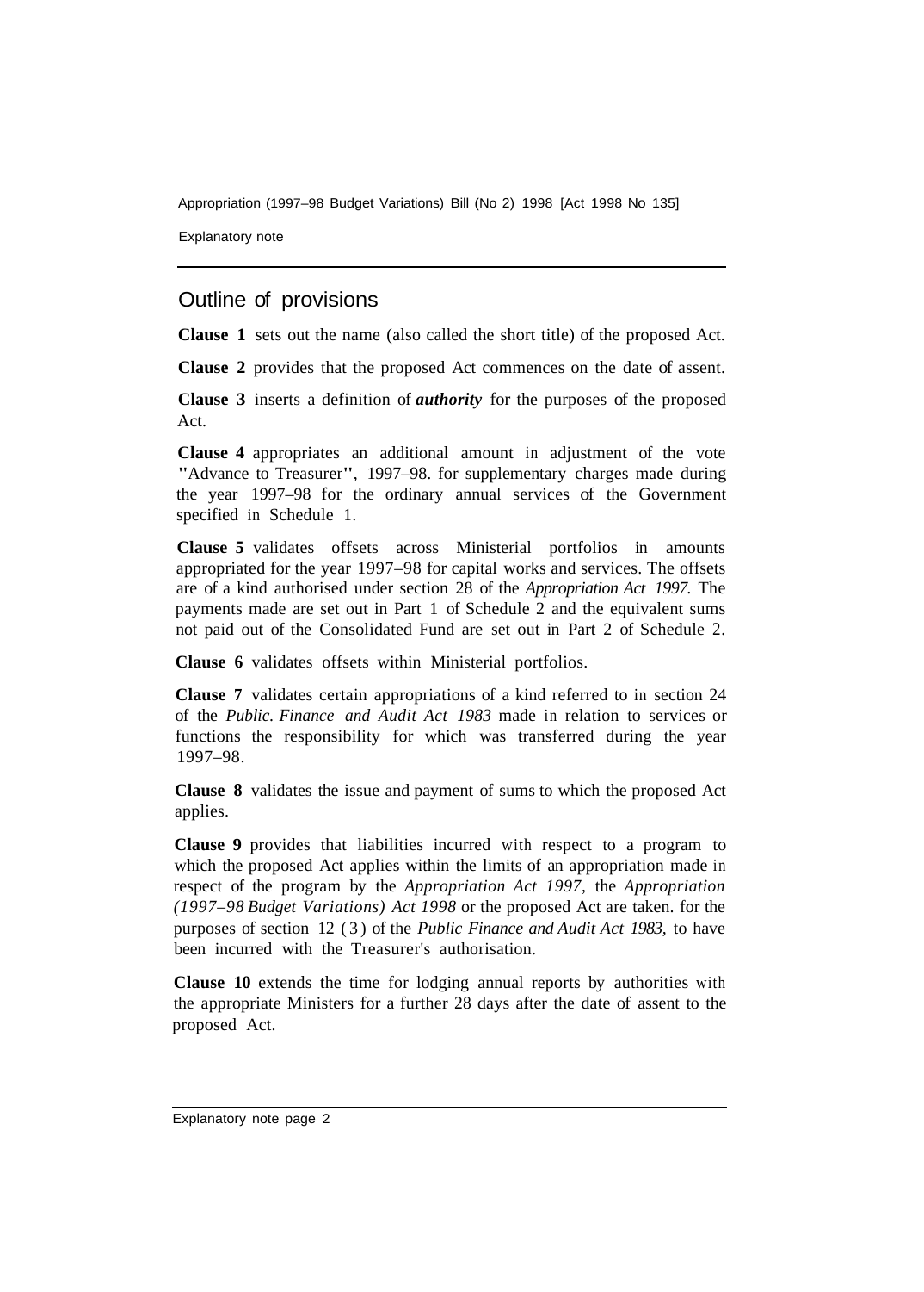## Outline of provisions

**Clause 1** sets out the name (also called the short title) of the proposed Act.

**Clause 2** provides that the proposed Act commences on the date of assent.

**Clause 3** inserts a definition of ***authority*** for the purposes of the proposed Act.

**Clause 4** appropriates an additional amount in adjustment of the vote "Advance to Treasurer", 1997–98. for supplementary charges made during the year 1997–98 for the ordinary annual services of the Government specified in Schedule 1.

**Clause 5** validates offsets across Ministerial portfolios in amounts appropriated for the year 1997–98 for capital works and services. The offsets are of a kind authorised under section 28 of the *Appropriation Act 1997.* The payments made are set out in Part 1 of Schedule 2 and the equivalent sums not paid out of the Consolidated Fund are set out in Part 2 of Schedule 2.

**Clause 6** validates offsets within Ministerial portfolios.

**Clause 7** validates certain appropriations of a kind referred to in section 24 of the *Public. Finance and Audit Act 1983* made in relation to services or functions the responsibility for which was transferred during the year 1997–98.

**Clause 8** validates the issue and payment of sums to which the proposed Act applies.

**Clause 9** provides that liabilities incurred with respect to a program to which the proposed Act applies within the limits of an appropriation made in respect of the program by the *Appropriation Act 1997,* the *Appropriation (1997–98 Budget Variations) Act 1998* or the proposed Act are taken. for the purposes of section 12 (3) of the *Public Finance and Audit Act 1983,* to have been incurred with the Treasurer's authorisation.

**Clause 10** extends the time for lodging annual reports by authorities with the appropriate Ministers for a further 28 days after the date of assent to the proposed Act.